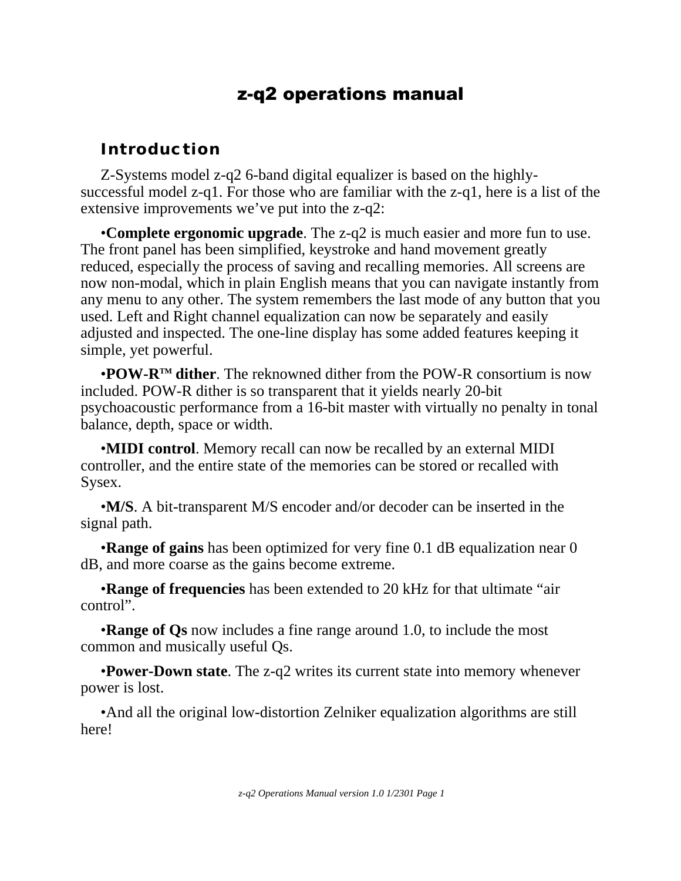# z-q2 operations manual

## Introduction

Z-Systems model z-q2 6-band digital equalizer is based on the highly-successful model z-q1. For those who are familiar with the z-q1, here is a list of the extensive improvements we've put into the z-q2:

•**Complete ergonomic upgrade**. The z-q2 is much easier and more fun to use. The front panel has been simplified, keystroke and hand movement greatly reduced, especially the process of saving and recalling memories. All screens are now non-modal, which in plain English means that you can navigate instantly from any menu to any other. The system remembers the last mode of any button that you used. Left and Right channel equalization can now be separately and easily adjusted and inspected. The one-line display has some added features keeping it simple, yet powerful.

•**POW-R™ dither**. The reknowned dither from the POW-R consortium is now included. POW-R dither is so transparent that it yields nearly 20-bit psychoacoustic performance from a 16-bit master with virtually no penalty in tonal balance, depth, space or width.

•**MIDI control**. Memory recall can now be recalled by an external MIDI controller, and the entire state of the memories can be stored or recalled with Sysex.

•**M/S**. A bit-transparent M/S encoder and/or decoder can be inserted in the signal path.

•**Range of gains** has been optimized for very fine 0.1 dB equalization near 0 dB, and more coarse as the gains become extreme.

•**Range of frequencies** has been extended to 20 kHz for that ultimate "air control".

•**Range of Qs** now includes a fine range around 1.0, to include the most common and musically useful Qs.

•**Power-Down state**. The z-q2 writes its current state into memory whenever power is lost.

•And all the original low-distortion Zelniker equalization algorithms are still here!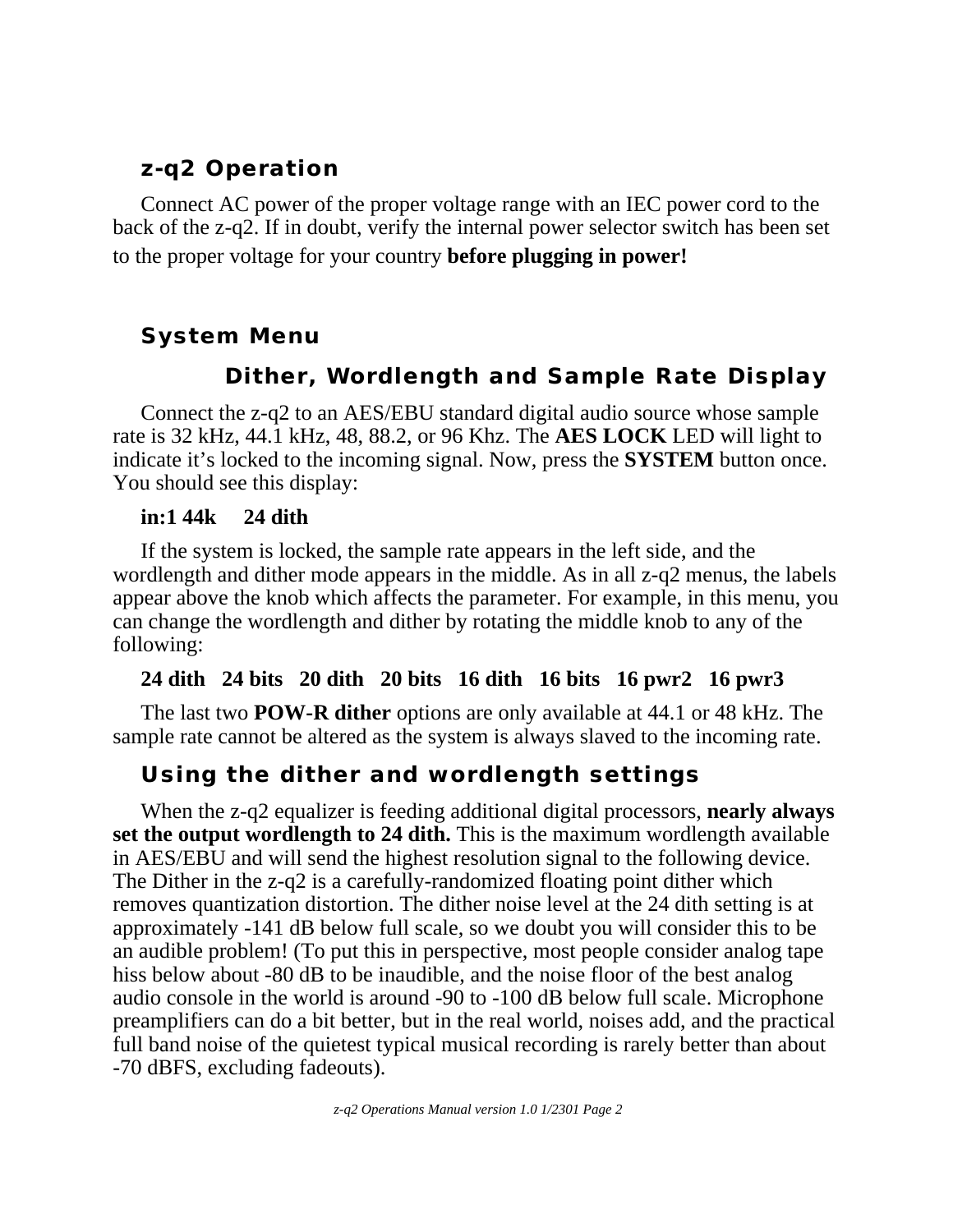## z-q2 Operation

Connect AC power of the proper voltage range with an IEC power cord to the back of the z-q2. If in doubt, verify the internal power selector switch has been set to the proper voltage for your country **before plugging in power!**

## System Menu

### Dither, Wordlength and Sample Rate Display

Connect the z-q2 to an AES/EBU standard digital audio source whose sample rate is 32 kHz, 44.1 kHz, 48, 88.2, or 96 Khz. The **AES LOCK** LED will light to indicate it's locked to the incoming signal. Now, press the **SYSTEM** button once. You should see this display:

**in:1 44k     24 dith**

If the system is locked, the sample rate appears in the left side, and the wordlength and dither mode appears in the middle. As in all z-q2 menus, the labels appear above the knob which affects the parameter. For example, in this menu, you can change the wordlength and dither by rotating the middle knob to any of the following:

**24 dith   24 bits   20 dith   20 bits   16 dith   16 bits   16 pwr2   16 pwr3**

The last two **POW-R dither** options are only available at 44.1 or 48 kHz. The sample rate cannot be altered as the system is always slaved to the incoming rate.

## Using the dither and wordlength settings

When the z-q2 equalizer is feeding additional digital processors, **nearly always set the output wordlength to 24 dith.** This is the maximum wordlength available in AES/EBU and will send the highest resolution signal to the following device. The Dither in the z-q2 is a carefully-randomized floating point dither which removes quantization distortion. The dither noise level at the 24 dith setting is at approximately -141 dB below full scale, so we doubt you will consider this to be an audible problem! (To put this in perspective, most people consider analog tape hiss below about -80 dB to be inaudible, and the noise floor of the best analog audio console in the world is around -90 to -100 dB below full scale. Microphone preamplifiers can do a bit better, but in the real world, noises add, and the practical full band noise of the quietest typical musical recording is rarely better than about -70 dBFS, excluding fadeouts).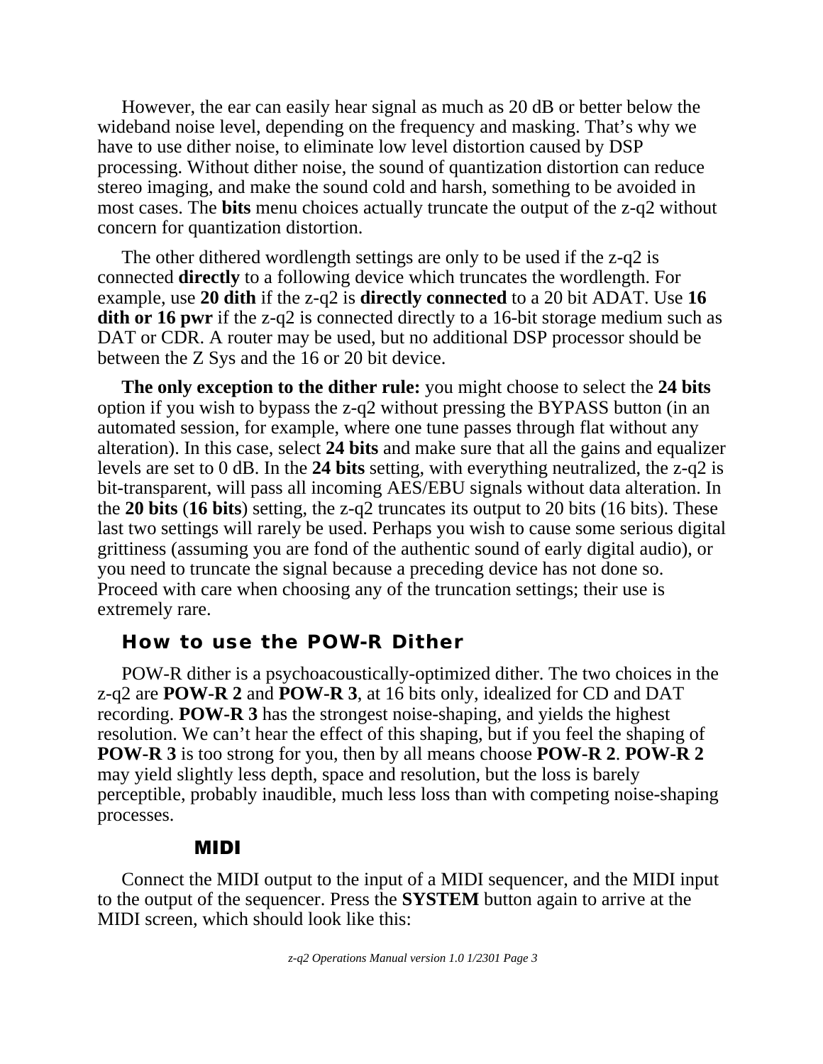However, the ear can easily hear signal as much as 20 dB or better below the wideband noise level, depending on the frequency and masking. That's why we have to use dither noise, to eliminate low level distortion caused by DSP processing. Without dither noise, the sound of quantization distortion can reduce stereo imaging, and make the sound cold and harsh, something to be avoided in most cases. The **bits** menu choices actually truncate the output of the z-q2 without concern for quantization distortion.

The other dithered wordlength settings are only to be used if the z-q2 is connected **directly** to a following device which truncates the wordlength. For example, use **20 dith** if the z-q2 is **directly connected** to a 20 bit ADAT. Use **16 dith or 16 pwr** if the z-q2 is connected directly to a 16-bit storage medium such as DAT or CDR. A router may be used, but no additional DSP processor should be between the Z Sys and the 16 or 20 bit device.

**The only exception to the dither rule:** you might choose to select the **24 bits** option if you wish to bypass the z-q2 without pressing the BYPASS button (in an automated session, for example, where one tune passes through flat without any alteration). In this case, select **24 bits** and make sure that all the gains and equalizer levels are set to 0 dB. In the **24 bits** setting, with everything neutralized, the z-q2 is bit-transparent, will pass all incoming AES/EBU signals without data alteration. In the **20 bits** (**16 bits**) setting, the z-q2 truncates its output to 20 bits (16 bits). These last two settings will rarely be used. Perhaps you wish to cause some serious digital grittiness (assuming you are fond of the authentic sound of early digital audio), or you need to truncate the signal because a preceding device has not done so. Proceed with care when choosing any of the truncation settings; their use is extremely rare.

## How to use the POW-R Dither

POW-R dither is a psychoacoustically-optimized dither. The two choices in the z-q2 are **POW-R 2** and **POW-R 3**, at 16 bits only, idealized for CD and DAT recording. **POW-R 3** has the strongest noise-shaping, and yields the highest resolution. We can't hear the effect of this shaping, but if you feel the shaping of **POW-R 3** is too strong for you, then by all means choose **POW-R 2**. **POW-R 2** may yield slightly less depth, space and resolution, but the loss is barely perceptible, probably inaudible, much less loss than with competing noise-shaping processes.

## MIDI

Connect the MIDI output to the input of a MIDI sequencer, and the MIDI input to the output of the sequencer. Press the **SYSTEM** button again to arrive at the MIDI screen, which should look like this: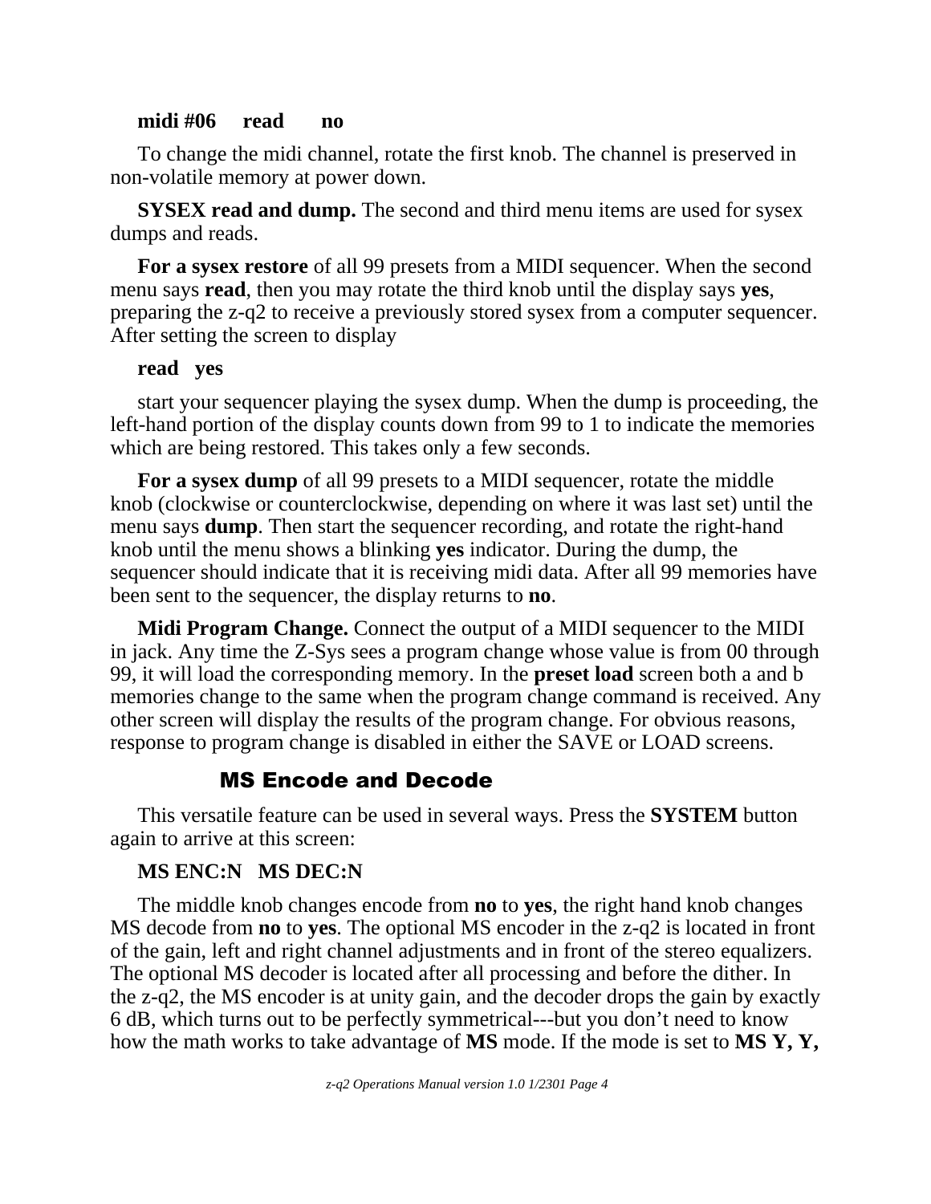**midi #06     read       no**

To change the midi channel, rotate the first knob. The channel is preserved in non-volatile memory at power down.

**SYSEX read and dump.** The second and third menu items are used for sysex dumps and reads.

**For a sysex restore** of all 99 presets from a MIDI sequencer. When the second menu says **read**, then you may rotate the third knob until the display says **yes**, preparing the z-q2 to receive a previously stored sysex from a computer sequencer. After setting the screen to display

**read   yes**

start your sequencer playing the sysex dump. When the dump is proceeding, the left-hand portion of the display counts down from 99 to 1 to indicate the memories which are being restored. This takes only a few seconds.

**For a sysex dump** of all 99 presets to a MIDI sequencer, rotate the middle knob (clockwise or counterclockwise, depending on where it was last set) until the menu says **dump**. Then start the sequencer recording, and rotate the right-hand knob until the menu shows a blinking **yes** indicator. During the dump, the sequencer should indicate that it is receiving midi data. After all 99 memories have been sent to the sequencer, the display returns to **no**.

**Midi Program Change.** Connect the output of a MIDI sequencer to the MIDI in jack. Any time the Z-Sys sees a program change whose value is from 00 through 99, it will load the corresponding memory. In the **preset load** screen both a and b memories change to the same when the program change command is received. Any other screen will display the results of the program change. For obvious reasons, response to program change is disabled in either the SAVE or LOAD screens.

## MS Encode and Decode

This versatile feature can be used in several ways. Press the **SYSTEM** button again to arrive at this screen:

**MS ENC:N   MS DEC:N**

The middle knob changes encode from **no** to **yes**, the right hand knob changes MS decode from **no** to **yes**. The optional MS encoder in the z-q2 is located in front of the gain, left and right channel adjustments and in front of the stereo equalizers. The optional MS decoder is located after all processing and before the dither. In the z-q2, the MS encoder is at unity gain, and the decoder drops the gain by exactly 6 dB, which turns out to be perfectly symmetrical---but you don't need to know how the math works to take advantage of **MS** mode. If the mode is set to **MS Y, Y,**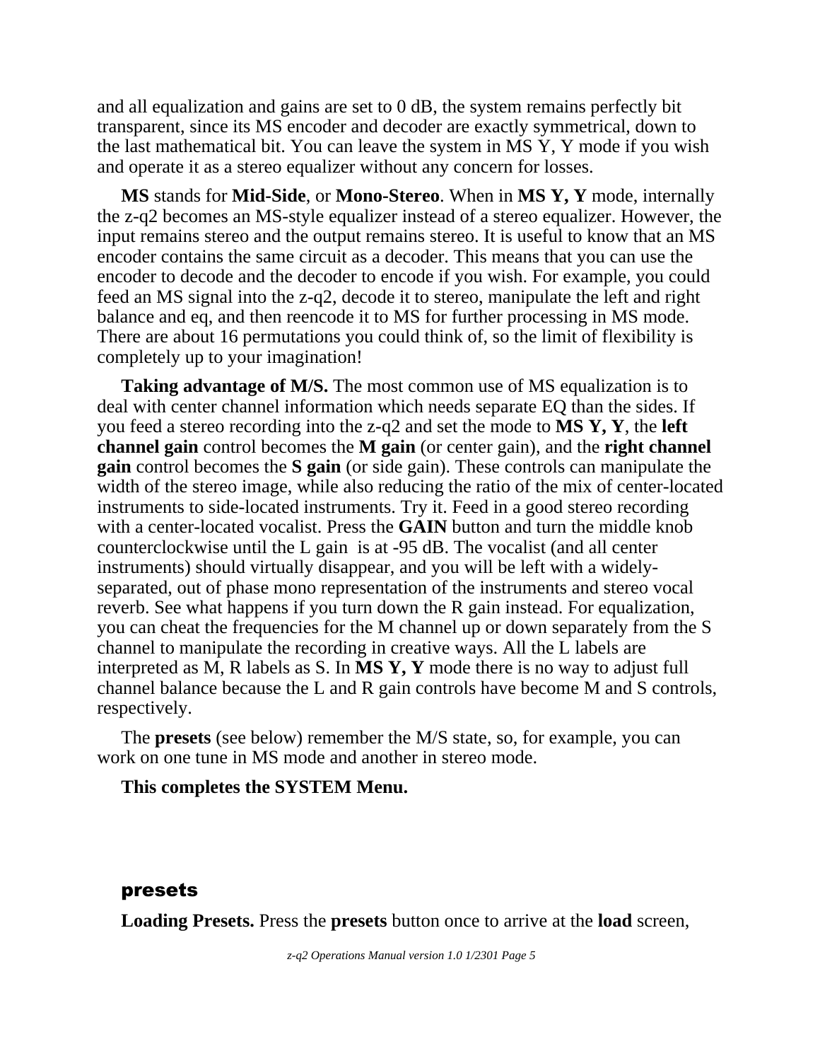and all equalization and gains are set to 0 dB, the system remains perfectly bit transparent, since its MS encoder and decoder are exactly symmetrical, down to the last mathematical bit. You can leave the system in MS Y, Y mode if you wish and operate it as a stereo equalizer without any concern for losses.

**MS** stands for **Mid-Side**, or **Mono-Stereo**. When in **MS Y, Y** mode, internally the z-q2 becomes an MS-style equalizer instead of a stereo equalizer. However, the input remains stereo and the output remains stereo. It is useful to know that an MS encoder contains the same circuit as a decoder. This means that you can use the encoder to decode and the decoder to encode if you wish. For example, you could feed an MS signal into the z-q2, decode it to stereo, manipulate the left and right balance and eq, and then reencode it to MS for further processing in MS mode. There are about 16 permutations you could think of, so the limit of flexibility is completely up to your imagination!

**Taking advantage of M/S.** The most common use of MS equalization is to deal with center channel information which needs separate EQ than the sides. If you feed a stereo recording into the z-q2 and set the mode to **MS Y, Y**, the **left channel gain** control becomes the **M gain** (or center gain), and the **right channel gain** control becomes the **S gain** (or side gain). These controls can manipulate the width of the stereo image, while also reducing the ratio of the mix of center-located instruments to side-located instruments. Try it. Feed in a good stereo recording with a center-located vocalist. Press the **GAIN** button and turn the middle knob counterclockwise until the L gain is at -95 dB. The vocalist (and all center instruments) should virtually disappear, and you will be left with a widely-separated, out of phase mono representation of the instruments and stereo vocal reverb. See what happens if you turn down the R gain instead. For equalization, you can cheat the frequencies for the M channel up or down separately from the S channel to manipulate the recording in creative ways. All the L labels are interpreted as M, R labels as S. In **MS Y, Y** mode there is no way to adjust full channel balance because the L and R gain controls have become M and S controls, respectively.

The **presets** (see below) remember the M/S state, so, for example, you can work on one tune in MS mode and another in stereo mode.

**This completes the SYSTEM Menu.**

## presets

**Loading Presets.** Press the **presets** button once to arrive at the **load** screen,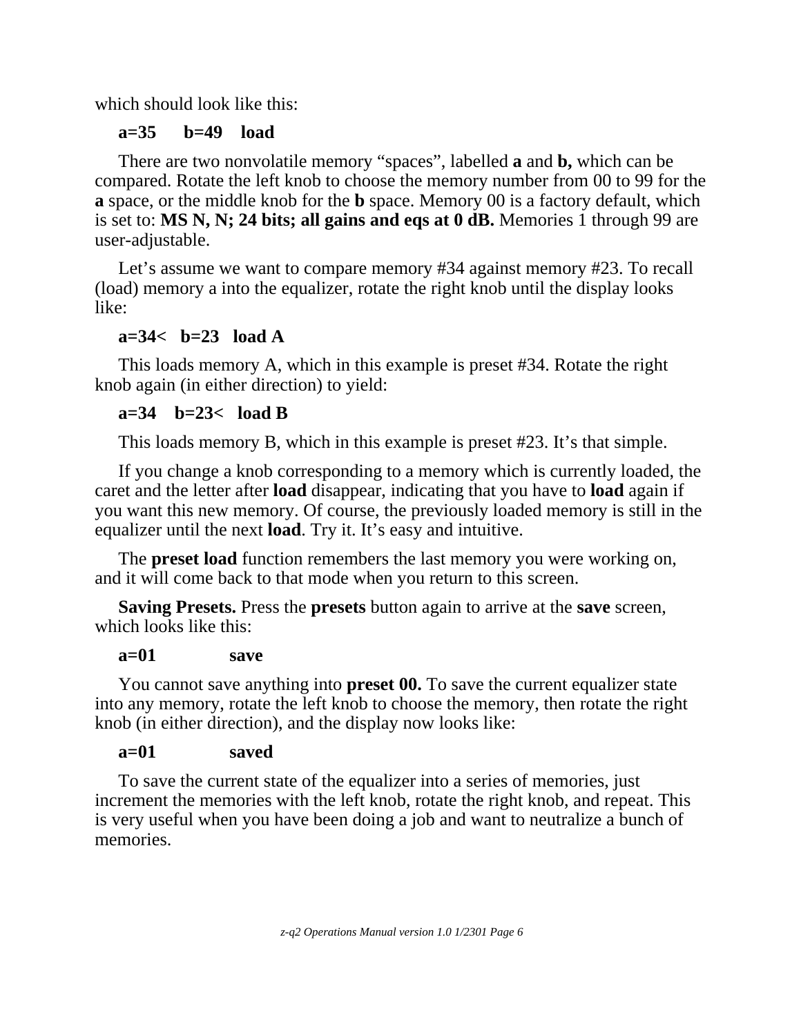which should look like this:

**a=35 b=49 load**

There are two nonvolatile memory “spaces”, labelled **a** and **b,** which can be compared. Rotate the left knob to choose the memory number from 00 to 99 for the **a** space, or the middle knob for the **b** space. Memory 00 is a factory default, which is set to: **MS N, N; 24 bits; all gains and eqs at 0 dB.** Memories 1 through 99 are user-adjustable.

Let’s assume we want to compare memory #34 against memory #23. To recall (load) memory a into the equalizer, rotate the right knob until the display looks like:

**a=34< b=23 load A**

This loads memory A, which in this example is preset #34. Rotate the right knob again (in either direction) to yield:

**a=34 b=23< load B**

This loads memory B, which in this example is preset #23. It’s that simple.

If you change a knob corresponding to a memory which is currently loaded, the caret and the letter after **load** disappear, indicating that you have to **load** again if you want this new memory. Of course, the previously loaded memory is still in the equalizer until the next **load**. Try it. It’s easy and intuitive.

The **preset load** function remembers the last memory you were working on, and it will come back to that mode when you return to this screen.

**Saving Presets.** Press the **presets** button again to arrive at the **save** screen, which looks like this:

**a=01 save**

You cannot save anything into **preset 00.** To save the current equalizer state into any memory, rotate the left knob to choose the memory, then rotate the right knob (in either direction), and the display now looks like:

**a=01 saved**

To save the current state of the equalizer into a series of memories, just increment the memories with the left knob, rotate the right knob, and repeat. This is very useful when you have been doing a job and want to neutralize a bunch of memories.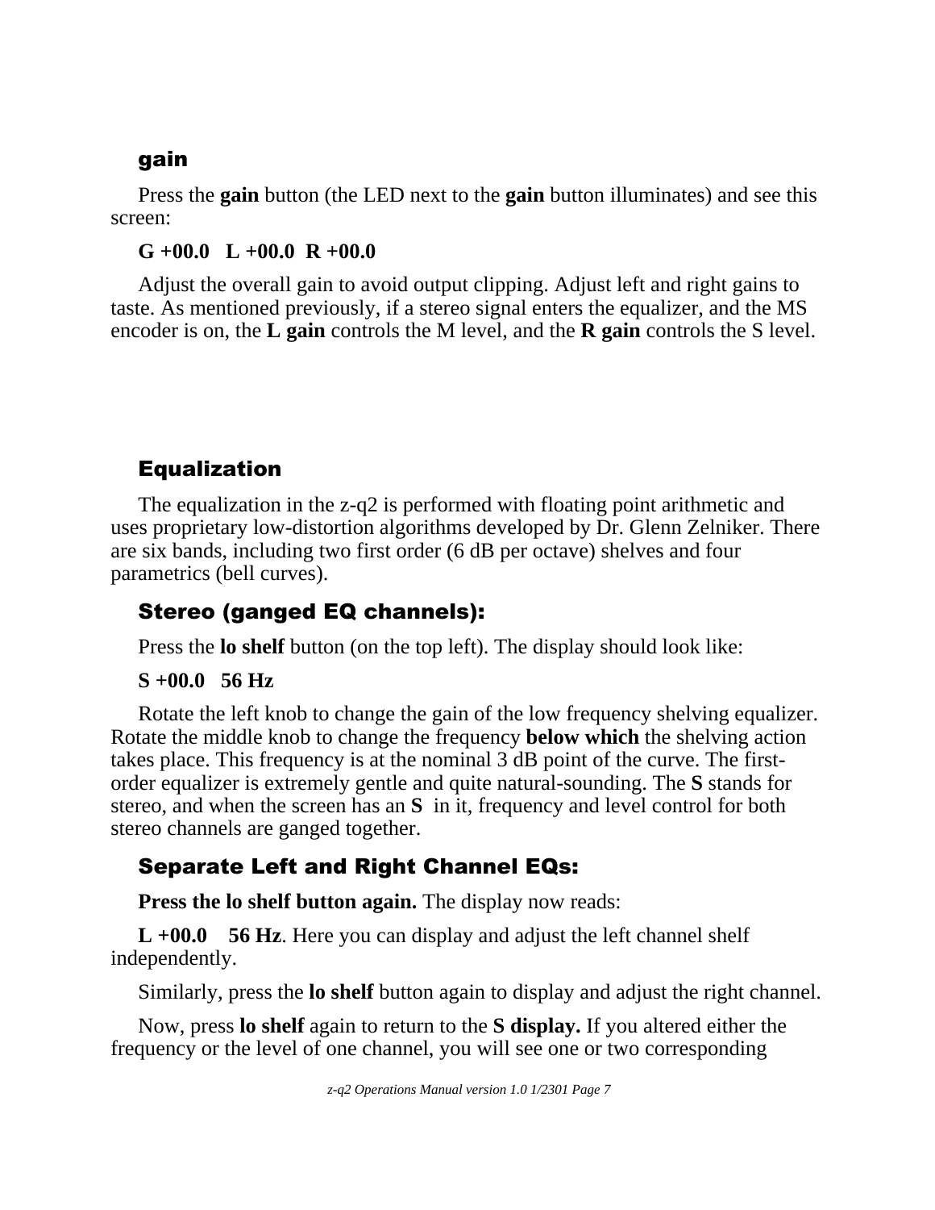## gain

Press the **gain** button (the LED next to the **gain** button illuminates) and see this screen:

**G +00.0   L +00.0  R +00.0**

Adjust the overall gain to avoid output clipping. Adjust left and right gains to taste. As mentioned previously, if a stereo signal enters the equalizer, and the MS encoder is on, the **L gain** controls the M level, and the **R gain** controls the S level.

## Equalization

The equalization in the z-q2 is performed with floating point arithmetic and uses proprietary low-distortion algorithms developed by Dr. Glenn Zelniker. There are six bands, including two first order (6 dB per octave) shelves and four parametrics (bell curves).

### Stereo (ganged EQ channels):

Press the **lo shelf** button (on the top left). The display should look like:

**S +00.0   56 Hz**

Rotate the left knob to change the gain of the low frequency shelving equalizer. Rotate the middle knob to change the frequency **below which** the shelving action takes place. This frequency is at the nominal 3 dB point of the curve. The first-order equalizer is extremely gentle and quite natural-sounding. The **S** stands for stereo, and when the screen has an **S**  in it, frequency and level control for both stereo channels are ganged together.

### Separate Left and Right Channel EQs:

**Press the lo shelf button again.** The display now reads:

**L +00.0    56 Hz**. Here you can display and adjust the left channel shelf independently.

Similarly, press the **lo shelf** button again to display and adjust the right channel.

Now, press **lo shelf** again to return to the **S display.** If you altered either the frequency or the level of one channel, you will see one or two corresponding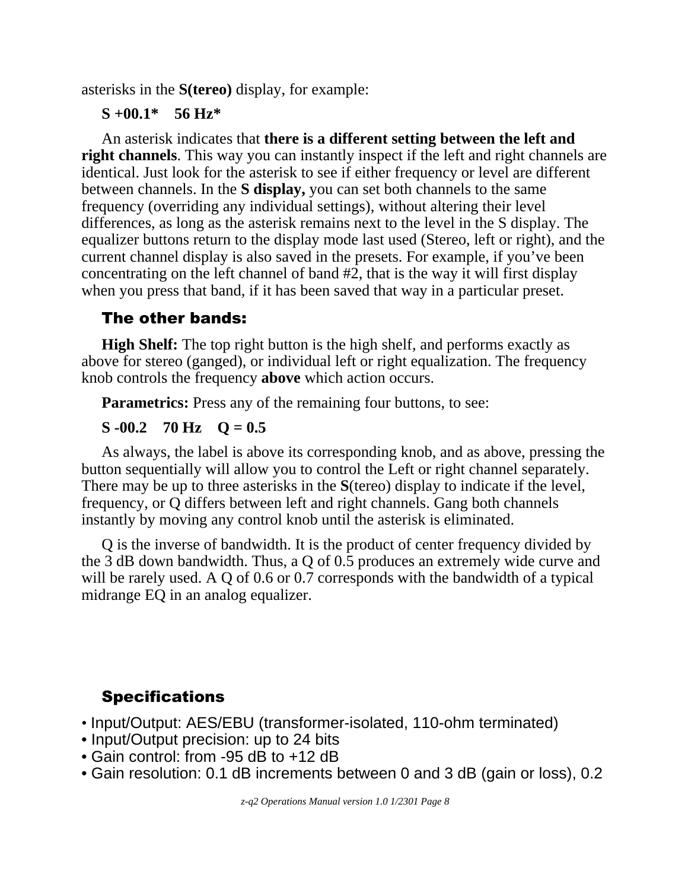asterisks in the **S(tereo)** display, for example:

**S +00.1*    56 Hz***

An asterisk indicates that **there is a different setting between the left and right channels**. This way you can instantly inspect if the left and right channels are identical. Just look for the asterisk to see if either frequency or level are different between channels. In the **S display,** you can set both channels to the same frequency (overriding any individual settings), without altering their level differences, as long as the asterisk remains next to the level in the S display. The equalizer buttons return to the display mode last used (Stereo, left or right), and the current channel display is also saved in the presets. For example, if you've been concentrating on the left channel of band #2, that is the way it will first display when you press that band, if it has been saved that way in a particular preset.

## The other bands:

**High Shelf:** The top right button is the high shelf, and performs exactly as above for stereo (ganged), or individual left or right equalization. The frequency knob controls the frequency **above** which action occurs.

**Parametrics:** Press any of the remaining four buttons, to see:

**S -00.2    70 Hz    Q = 0.5**

As always, the label is above its corresponding knob, and as above, pressing the button sequentially will allow you to control the Left or right channel separately. There may be up to three asterisks in the **S**(tereo) display to indicate if the level, frequency, or Q differs between left and right channels. Gang both channels instantly by moving any control knob until the asterisk is eliminated.

Q is the inverse of bandwidth. It is the product of center frequency divided by the 3 dB down bandwidth. Thus, a Q of 0.5 produces an extremely wide curve and will be rarely used. A Q of 0.6 or 0.7 corresponds with the bandwidth of a typical midrange EQ in an analog equalizer.

## Specifications

- Input/Output: AES/EBU (transformer-isolated, 110-ohm terminated)
- Input/Output precision: up to 24 bits
- Gain control: from -95 dB to +12 dB
- Gain resolution: 0.1 dB increments between 0 and 3 dB (gain or loss), 0.2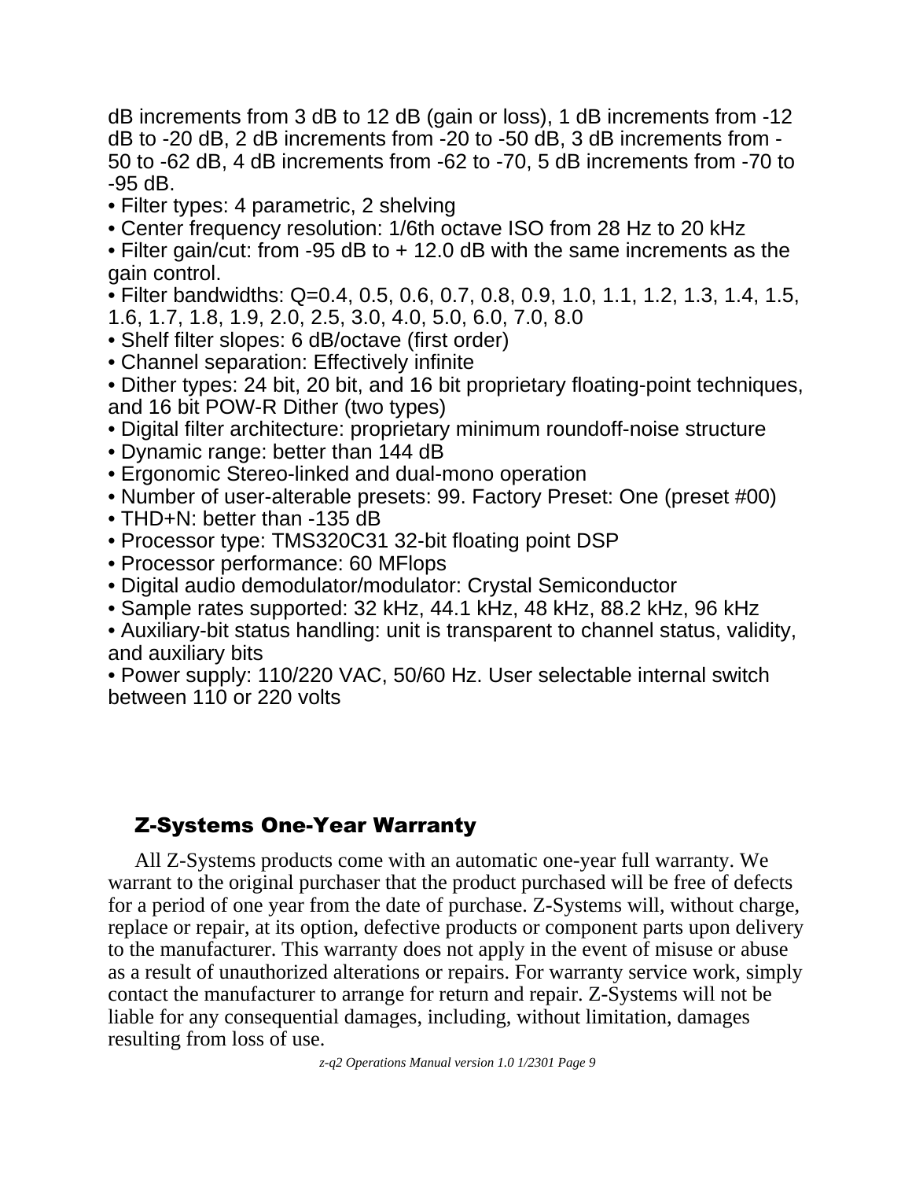dB increments from 3 dB to 12 dB (gain or loss), 1 dB increments from -12 dB to -20 dB, 2 dB increments from -20 to -50 dB, 3 dB increments from -50 to -62 dB, 4 dB increments from -62 to -70, 5 dB increments from -70 to -95 dB.

- Filter types: 4 parametric, 2 shelving
- Center frequency resolution: 1/6th octave ISO from 28 Hz to 20 kHz
- Filter gain/cut: from -95 dB to + 12.0 dB with the same increments as the gain control.
- Filter bandwidths: Q=0.4, 0.5, 0.6, 0.7, 0.8, 0.9, 1.0, 1.1, 1.2, 1.3, 1.4, 1.5, 1.6, 1.7, 1.8, 1.9, 2.0, 2.5, 3.0, 4.0, 5.0, 6.0, 7.0, 8.0
- Shelf filter slopes: 6 dB/octave (first order)
- Channel separation: Effectively infinite
- Dither types: 24 bit, 20 bit, and 16 bit proprietary floating-point techniques, and 16 bit POW-R Dither (two types)
- Digital filter architecture: proprietary minimum roundoff-noise structure
- Dynamic range: better than 144 dB
- Ergonomic Stereo-linked and dual-mono operation
- Number of user-alterable presets: 99. Factory Preset: One (preset #00)
- THD+N: better than -135 dB
- Processor type: TMS320C31 32-bit floating point DSP
- Processor performance: 60 MFlops
- Digital audio demodulator/modulator: Crystal Semiconductor
- Sample rates supported: 32 kHz, 44.1 kHz, 48 kHz, 88.2 kHz, 96 kHz
- Auxiliary-bit status handling: unit is transparent to channel status, validity, and auxiliary bits
- Power supply: 110/220 VAC, 50/60 Hz. User selectable internal switch between 110 or 220 volts

## Z-Systems One-Year Warranty

All Z-Systems products come with an automatic one-year full warranty. We warrant to the original purchaser that the product purchased will be free of defects for a period of one year from the date of purchase. Z-Systems will, without charge, replace or repair, at its option, defective products or component parts upon delivery to the manufacturer. This warranty does not apply in the event of misuse or abuse as a result of unauthorized alterations or repairs. For warranty service work, simply contact the manufacturer to arrange for return and repair. Z-Systems will not be liable for any consequential damages, including, without limitation, damages resulting from loss of use.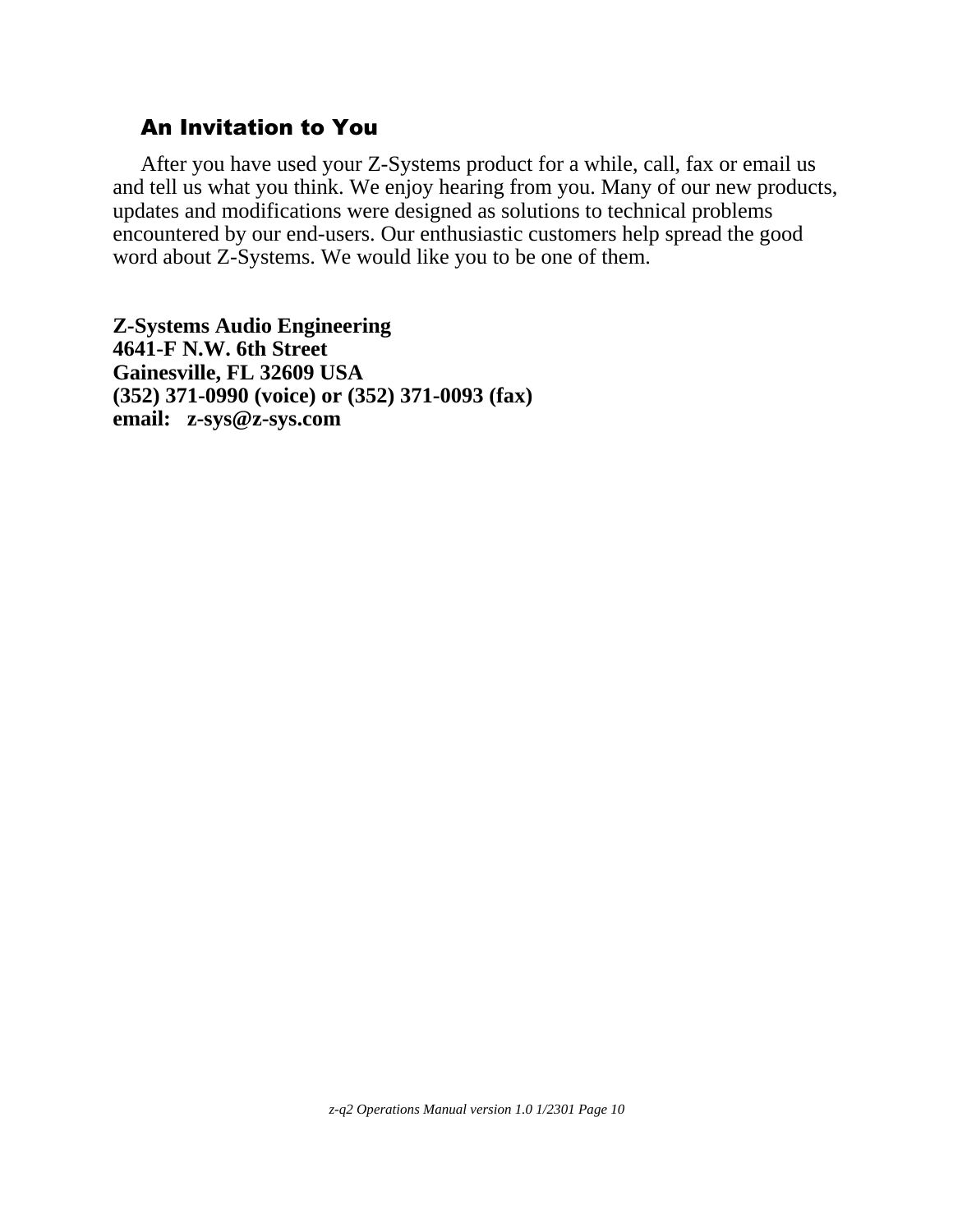## An Invitation to You

After you have used your Z-Systems product for a while, call, fax or email us and tell us what you think. We enjoy hearing from you. Many of our new products, updates and modifications were designed as solutions to technical problems encountered by our end-users. Our enthusiastic customers help spread the good word about Z-Systems. We would like you to be one of them.

**Z-Systems Audio Engineering**
**4641-F N.W. 6th Street**
**Gainesville, FL 32609 USA**
**(352) 371-0990 (voice) or (352) 371-0093 (fax)**
**email: z-sys@z-sys.com**